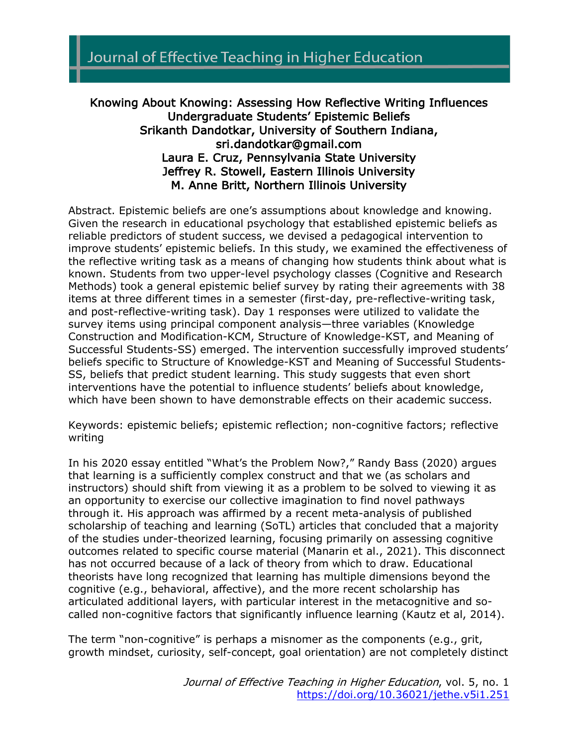Journal of Effective Teaching in Higher Education

# Knowing About Knowing: Assessing How Reflective Writing Influences Undergraduate Students' Epistemic Beliefs

**Srikanth Dandotkar, University of Southern Indiana, sri.dandotkar@gmail.com**
**Laura E. Cruz, Pennsylvania State University**
**Jeffrey R. Stowell, Eastern Illinois University**
**M. Anne Britt, Northern Illinois University**

Abstract. Epistemic beliefs are one's assumptions about knowledge and knowing. Given the research in educational psychology that established epistemic beliefs as reliable predictors of student success, we devised a pedagogical intervention to improve students' epistemic beliefs. In this study, we examined the effectiveness of the reflective writing task as a means of changing how students think about what is known. Students from two upper-level psychology classes (Cognitive and Research Methods) took a general epistemic belief survey by rating their agreements with 38 items at three different times in a semester (first-day, pre-reflective-writing task, and post-reflective-writing task). Day 1 responses were utilized to validate the survey items using principal component analysis—three variables (Knowledge Construction and Modification-KCM, Structure of Knowledge-KST, and Meaning of Successful Students-SS) emerged. The intervention successfully improved students' beliefs specific to Structure of Knowledge-KST and Meaning of Successful Students-SS, beliefs that predict student learning. This study suggests that even short interventions have the potential to influence students' beliefs about knowledge, which have been shown to have demonstrable effects on their academic success.

Keywords: epistemic beliefs; epistemic reflection; non-cognitive factors; reflective writing

In his 2020 essay entitled "What's the Problem Now?," Randy Bass (2020) argues that learning is a sufficiently complex construct and that we (as scholars and instructors) should shift from viewing it as a problem to be solved to viewing it as an opportunity to exercise our collective imagination to find novel pathways through it. His approach was affirmed by a recent meta-analysis of published scholarship of teaching and learning (SoTL) articles that concluded that a majority of the studies under-theorized learning, focusing primarily on assessing cognitive outcomes related to specific course material (Manarin et al., 2021). This disconnect has not occurred because of a lack of theory from which to draw. Educational theorists have long recognized that learning has multiple dimensions beyond the cognitive (e.g., behavioral, affective), and the more recent scholarship has articulated additional layers, with particular interest in the metacognitive and so-called non-cognitive factors that significantly influence learning (Kautz et al, 2014).

The term "non-cognitive" is perhaps a misnomer as the components (e.g., grit, growth mindset, curiosity, self-concept, goal orientation) are not completely distinct

*Journal of Effective Teaching in Higher Education*, vol. 5, no. 1
https://doi.org/10.36021/jethe.v5i1.251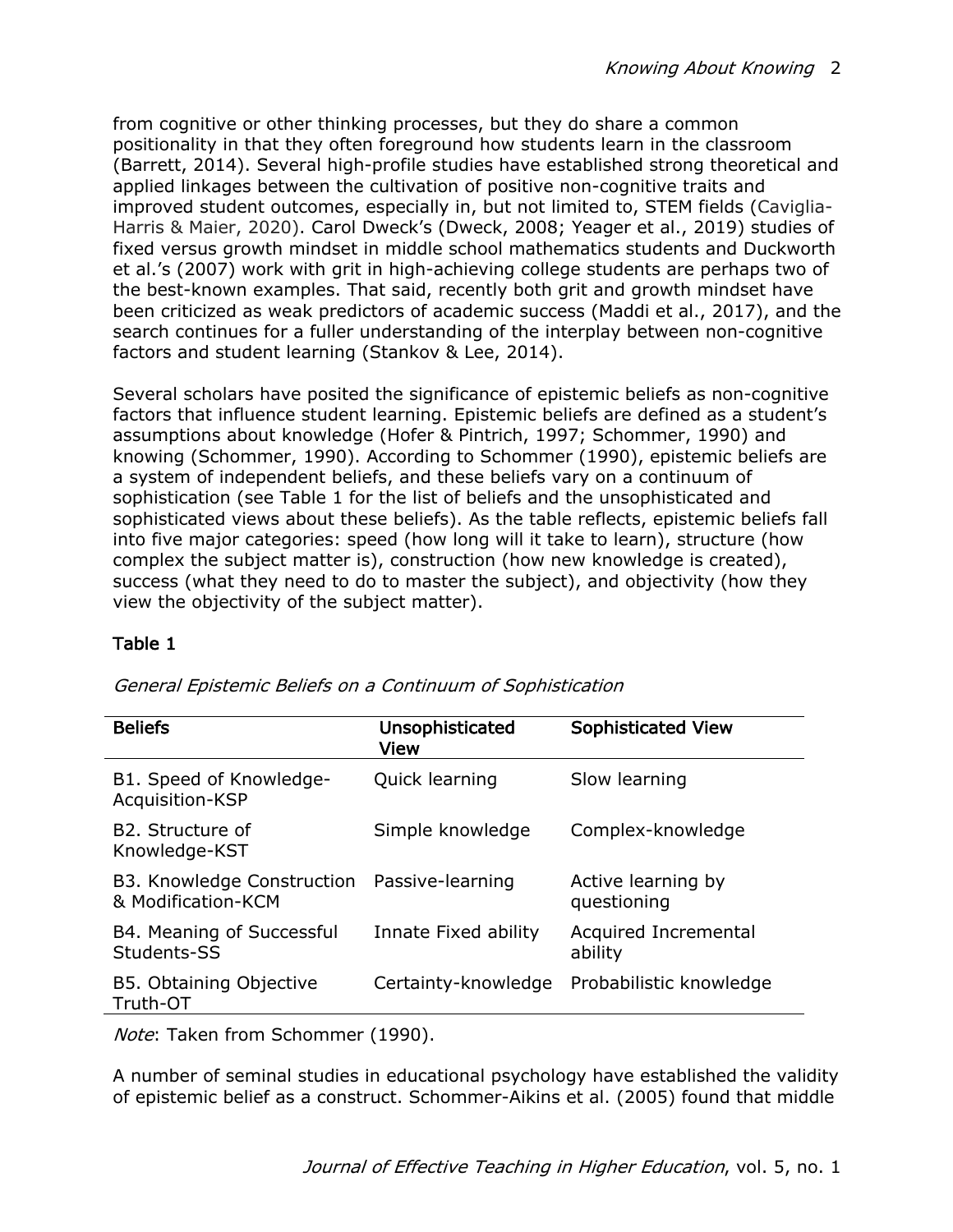from cognitive or other thinking processes, but they do share a common positionality in that they often foreground how students learn in the classroom (Barrett, 2014). Several high-profile studies have established strong theoretical and applied linkages between the cultivation of positive non-cognitive traits and improved student outcomes, especially in, but not limited to, STEM fields (Caviglia-Harris & Maier, 2020). Carol Dweck's (Dweck, 2008; Yeager et al., 2019) studies of fixed versus growth mindset in middle school mathematics students and Duckworth et al.'s (2007) work with grit in high-achieving college students are perhaps two of the best-known examples. That said, recently both grit and growth mindset have been criticized as weak predictors of academic success (Maddi et al., 2017), and the search continues for a fuller understanding of the interplay between non-cognitive factors and student learning (Stankov & Lee, 2014).

Several scholars have posited the significance of epistemic beliefs as non-cognitive factors that influence student learning. Epistemic beliefs are defined as a student's assumptions about knowledge (Hofer & Pintrich, 1997; Schommer, 1990) and knowing (Schommer, 1990). According to Schommer (1990), epistemic beliefs are a system of independent beliefs, and these beliefs vary on a continuum of sophistication (see Table 1 for the list of beliefs and the unsophisticated and sophisticated views about these beliefs). As the table reflects, epistemic beliefs fall into five major categories: speed (how long will it take to learn), structure (how complex the subject matter is), construction (how new knowledge is created), success (what they need to do to master the subject), and objectivity (how they view the objectivity of the subject matter).

**Table 1**

*General Epistemic Beliefs on a Continuum of Sophistication*

| Beliefs | Unsophisticated View | Sophisticated View |
|---|---|---|
| B1. Speed of Knowledge-Acquisition-KSP | Quick learning | Slow learning |
| B2. Structure of Knowledge-KST | Simple knowledge | Complex-knowledge |
| B3. Knowledge Construction & Modification-KCM | Passive-learning | Active learning by questioning |
| B4. Meaning of Successful Students-SS | Innate Fixed ability | Acquired Incremental ability |
| B5. Obtaining Objective Truth-OT | Certainty-knowledge | Probabilistic knowledge |

*Note*: Taken from Schommer (1990).

A number of seminal studies in educational psychology have established the validity of epistemic belief as a construct. Schommer-Aikins et al. (2005) found that middle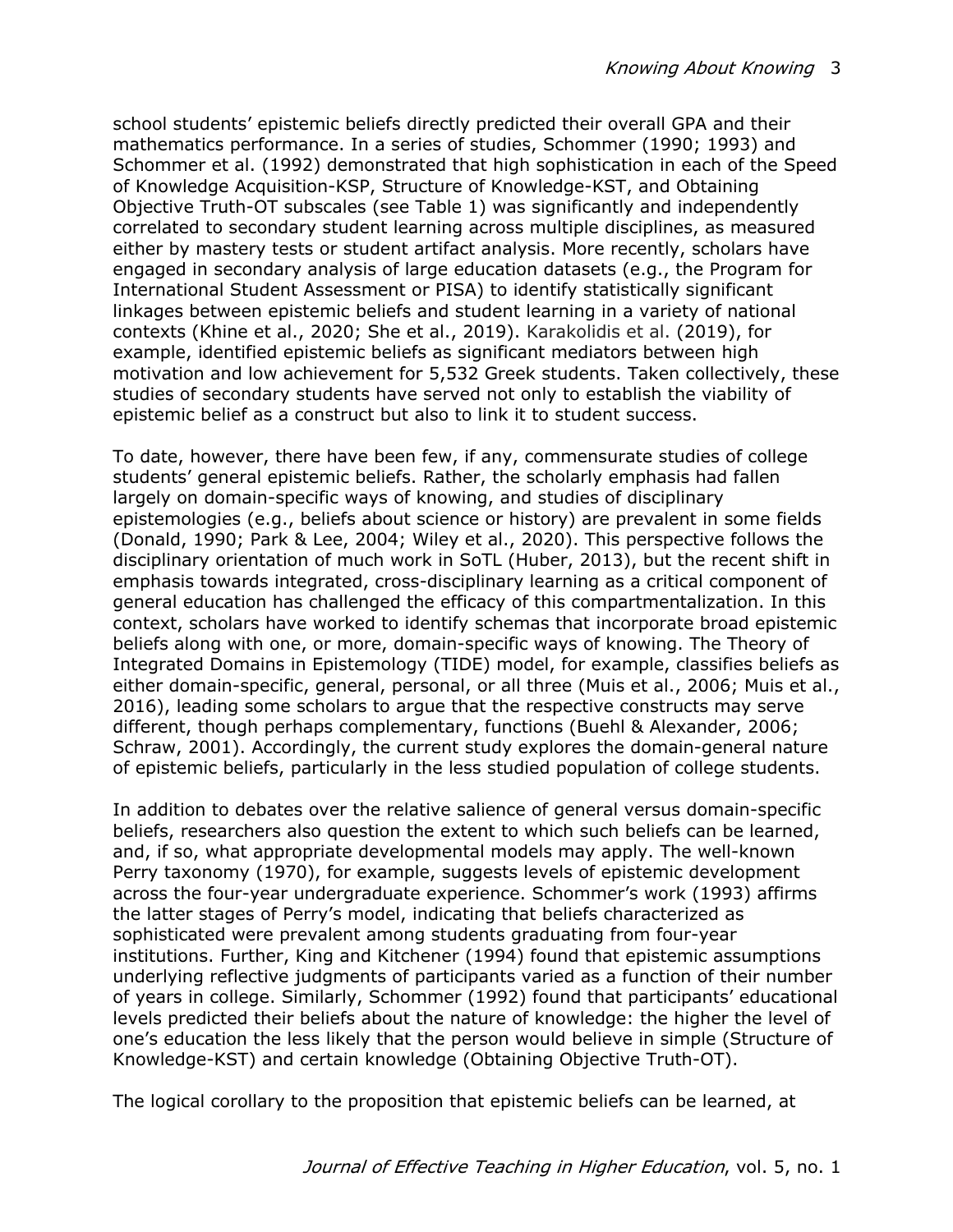school students' epistemic beliefs directly predicted their overall GPA and their mathematics performance. In a series of studies, Schommer (1990; 1993) and Schommer et al. (1992) demonstrated that high sophistication in each of the Speed of Knowledge Acquisition-KSP, Structure of Knowledge-KST, and Obtaining Objective Truth-OT subscales (see Table 1) was significantly and independently correlated to secondary student learning across multiple disciplines, as measured either by mastery tests or student artifact analysis. More recently, scholars have engaged in secondary analysis of large education datasets (e.g., the Program for International Student Assessment or PISA) to identify statistically significant linkages between epistemic beliefs and student learning in a variety of national contexts (Khine et al., 2020; She et al., 2019). Karakolidis et al. (2019), for example, identified epistemic beliefs as significant mediators between high motivation and low achievement for 5,532 Greek students. Taken collectively, these studies of secondary students have served not only to establish the viability of epistemic belief as a construct but also to link it to student success.

To date, however, there have been few, if any, commensurate studies of college students' general epistemic beliefs. Rather, the scholarly emphasis had fallen largely on domain-specific ways of knowing, and studies of disciplinary epistemologies (e.g., beliefs about science or history) are prevalent in some fields (Donald, 1990; Park & Lee, 2004; Wiley et al., 2020). This perspective follows the disciplinary orientation of much work in SoTL (Huber, 2013), but the recent shift in emphasis towards integrated, cross-disciplinary learning as a critical component of general education has challenged the efficacy of this compartmentalization. In this context, scholars have worked to identify schemas that incorporate broad epistemic beliefs along with one, or more, domain-specific ways of knowing. The Theory of Integrated Domains in Epistemology (TIDE) model, for example, classifies beliefs as either domain-specific, general, personal, or all three (Muis et al., 2006; Muis et al., 2016), leading some scholars to argue that the respective constructs may serve different, though perhaps complementary, functions (Buehl & Alexander, 2006; Schraw, 2001). Accordingly, the current study explores the domain-general nature of epistemic beliefs, particularly in the less studied population of college students.

In addition to debates over the relative salience of general versus domain-specific beliefs, researchers also question the extent to which such beliefs can be learned, and, if so, what appropriate developmental models may apply. The well-known Perry taxonomy (1970), for example, suggests levels of epistemic development across the four-year undergraduate experience. Schommer's work (1993) affirms the latter stages of Perry's model, indicating that beliefs characterized as sophisticated were prevalent among students graduating from four-year institutions. Further, King and Kitchener (1994) found that epistemic assumptions underlying reflective judgments of participants varied as a function of their number of years in college. Similarly, Schommer (1992) found that participants' educational levels predicted their beliefs about the nature of knowledge: the higher the level of one's education the less likely that the person would believe in simple (Structure of Knowledge-KST) and certain knowledge (Obtaining Objective Truth-OT).

The logical corollary to the proposition that epistemic beliefs can be learned, at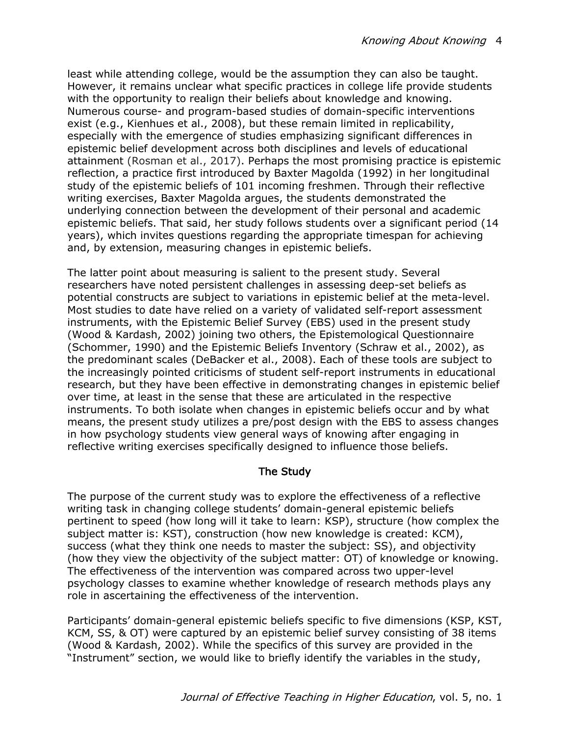least while attending college, would be the assumption they can also be taught. However, it remains unclear what specific practices in college life provide students with the opportunity to realign their beliefs about knowledge and knowing. Numerous course- and program-based studies of domain-specific interventions exist (e.g., Kienhues et al., 2008), but these remain limited in replicability, especially with the emergence of studies emphasizing significant differences in epistemic belief development across both disciplines and levels of educational attainment (Rosman et al., 2017). Perhaps the most promising practice is epistemic reflection, a practice first introduced by Baxter Magolda (1992) in her longitudinal study of the epistemic beliefs of 101 incoming freshmen. Through their reflective writing exercises, Baxter Magolda argues, the students demonstrated the underlying connection between the development of their personal and academic epistemic beliefs. That said, her study follows students over a significant period (14 years), which invites questions regarding the appropriate timespan for achieving and, by extension, measuring changes in epistemic beliefs.

The latter point about measuring is salient to the present study. Several researchers have noted persistent challenges in assessing deep-set beliefs as potential constructs are subject to variations in epistemic belief at the meta-level. Most studies to date have relied on a variety of validated self-report assessment instruments, with the Epistemic Belief Survey (EBS) used in the present study (Wood & Kardash, 2002) joining two others, the Epistemological Questionnaire (Schommer, 1990) and the Epistemic Beliefs Inventory (Schraw et al., 2002), as the predominant scales (DeBacker et al., 2008). Each of these tools are subject to the increasingly pointed criticisms of student self-report instruments in educational research, but they have been effective in demonstrating changes in epistemic belief over time, at least in the sense that these are articulated in the respective instruments. To both isolate when changes in epistemic beliefs occur and by what means, the present study utilizes a pre/post design with the EBS to assess changes in how psychology students view general ways of knowing after engaging in reflective writing exercises specifically designed to influence those beliefs.

## The Study

The purpose of the current study was to explore the effectiveness of a reflective writing task in changing college students' domain-general epistemic beliefs pertinent to speed (how long will it take to learn: KSP), structure (how complex the subject matter is: KST), construction (how new knowledge is created: KCM), success (what they think one needs to master the subject: SS), and objectivity (how they view the objectivity of the subject matter: OT) of knowledge or knowing. The effectiveness of the intervention was compared across two upper-level psychology classes to examine whether knowledge of research methods plays any role in ascertaining the effectiveness of the intervention.

Participants' domain-general epistemic beliefs specific to five dimensions (KSP, KST, KCM, SS, & OT) were captured by an epistemic belief survey consisting of 38 items (Wood & Kardash, 2002). While the specifics of this survey are provided in the "Instrument" section, we would like to briefly identify the variables in the study,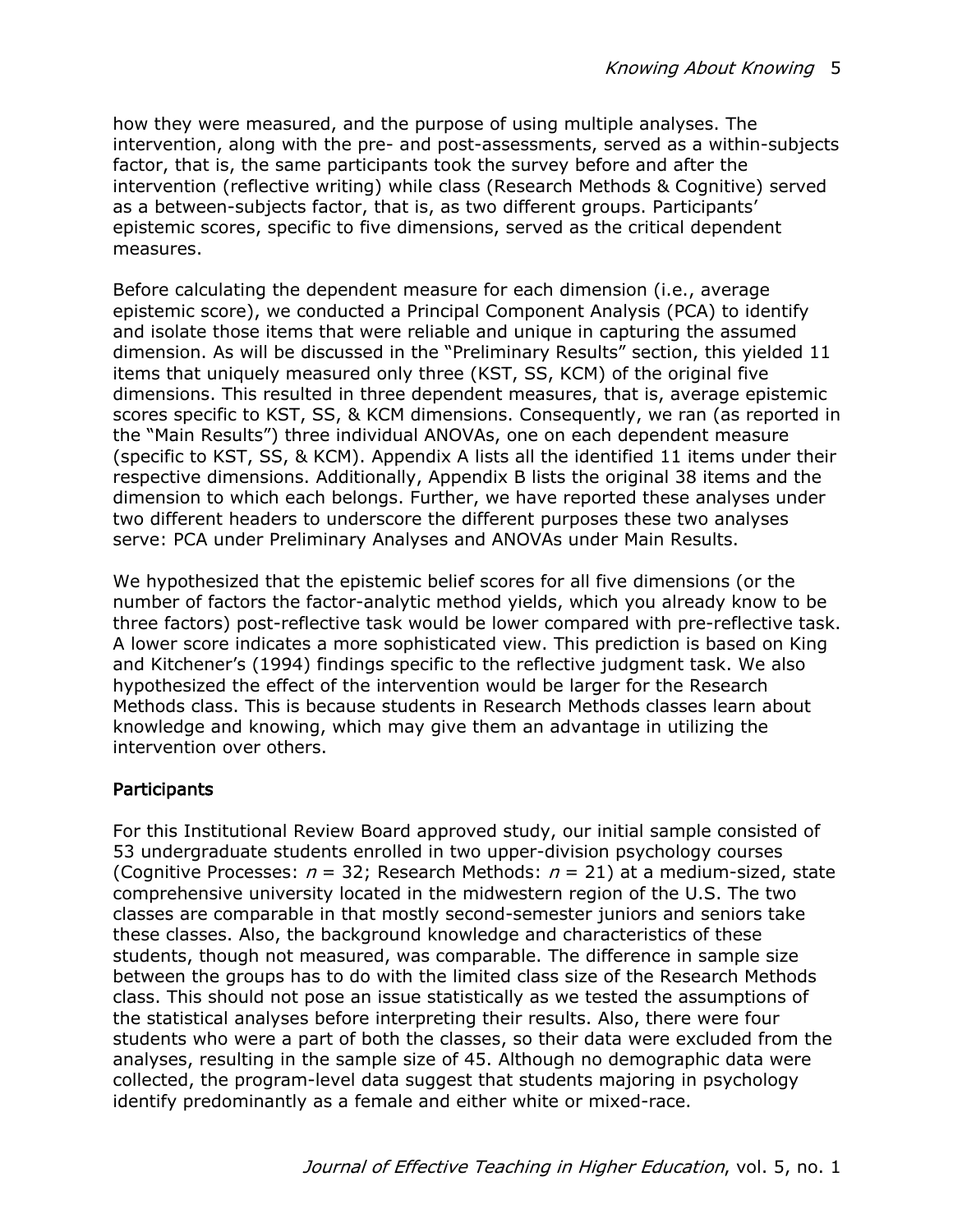how they were measured, and the purpose of using multiple analyses. The intervention, along with the pre- and post-assessments, served as a within-subjects factor, that is, the same participants took the survey before and after the intervention (reflective writing) while class (Research Methods & Cognitive) served as a between-subjects factor, that is, as two different groups. Participants' epistemic scores, specific to five dimensions, served as the critical dependent measures.

Before calculating the dependent measure for each dimension (i.e., average epistemic score), we conducted a Principal Component Analysis (PCA) to identify and isolate those items that were reliable and unique in capturing the assumed dimension. As will be discussed in the "Preliminary Results" section, this yielded 11 items that uniquely measured only three (KST, SS, KCM) of the original five dimensions. This resulted in three dependent measures, that is, average epistemic scores specific to KST, SS, & KCM dimensions. Consequently, we ran (as reported in the "Main Results") three individual ANOVAs, one on each dependent measure (specific to KST, SS, & KCM). Appendix A lists all the identified 11 items under their respective dimensions. Additionally, Appendix B lists the original 38 items and the dimension to which each belongs. Further, we have reported these analyses under two different headers to underscore the different purposes these two analyses serve: PCA under Preliminary Analyses and ANOVAs under Main Results.

We hypothesized that the epistemic belief scores for all five dimensions (or the number of factors the factor-analytic method yields, which you already know to be three factors) post-reflective task would be lower compared with pre-reflective task. A lower score indicates a more sophisticated view. This prediction is based on King and Kitchener's (1994) findings specific to the reflective judgment task. We also hypothesized the effect of the intervention would be larger for the Research Methods class. This is because students in Research Methods classes learn about knowledge and knowing, which may give them an advantage in utilizing the intervention over others.

## Participants

For this Institutional Review Board approved study, our initial sample consisted of 53 undergraduate students enrolled in two upper-division psychology courses (Cognitive Processes: $n = 32$; Research Methods: $n = 21$) at a medium-sized, state comprehensive university located in the midwestern region of the U.S. The two classes are comparable in that mostly second-semester juniors and seniors take these classes. Also, the background knowledge and characteristics of these students, though not measured, was comparable. The difference in sample size between the groups has to do with the limited class size of the Research Methods class. This should not pose an issue statistically as we tested the assumptions of the statistical analyses before interpreting their results. Also, there were four students who were a part of both the classes, so their data were excluded from the analyses, resulting in the sample size of 45. Although no demographic data were collected, the program-level data suggest that students majoring in psychology identify predominantly as a female and either white or mixed-race.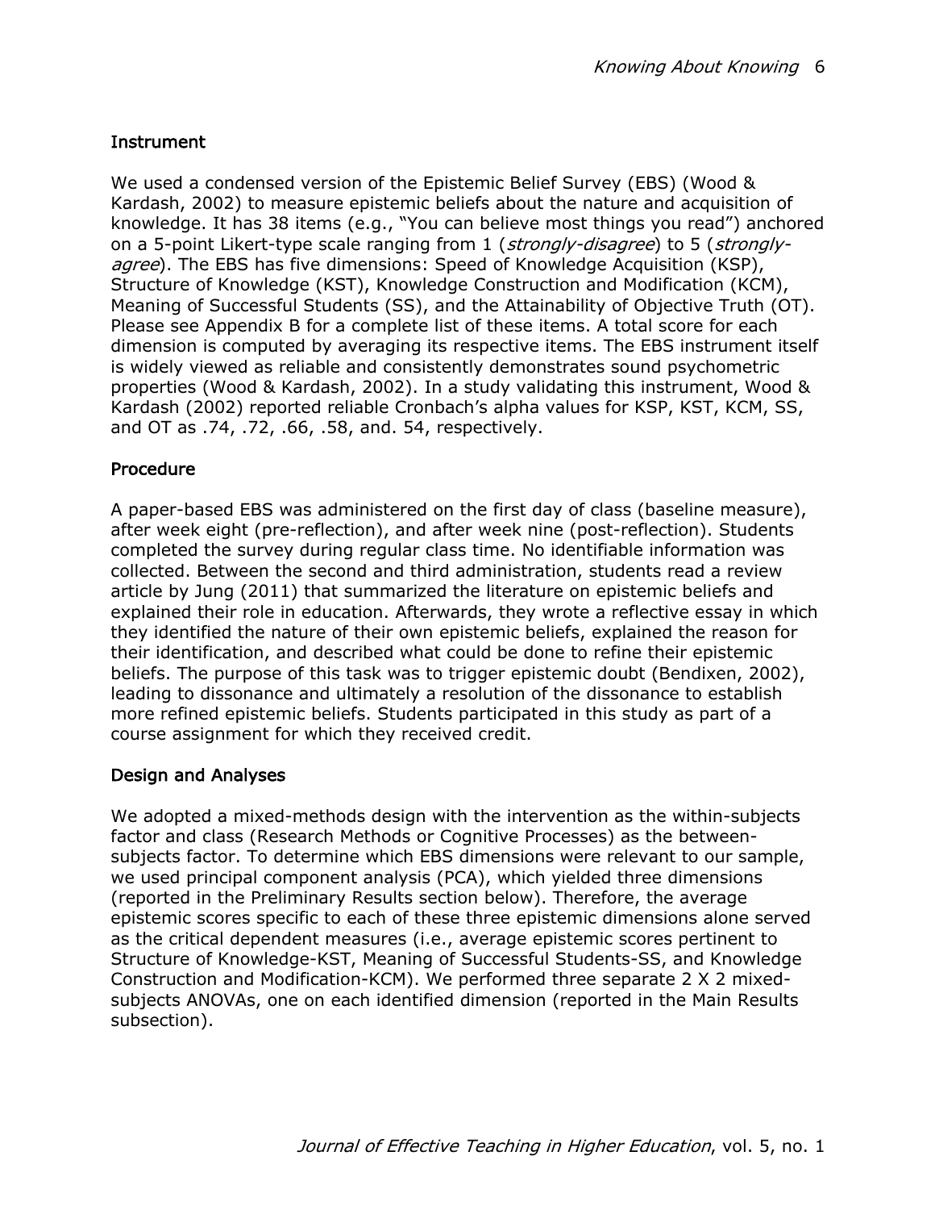### Instrument

We used a condensed version of the Epistemic Belief Survey (EBS) (Wood & Kardash, 2002) to measure epistemic beliefs about the nature and acquisition of knowledge. It has 38 items (e.g., "You can believe most things you read") anchored on a 5-point Likert-type scale ranging from 1 (*strongly-disagree*) to 5 (*strongly-agree*). The EBS has five dimensions: Speed of Knowledge Acquisition (KSP), Structure of Knowledge (KST), Knowledge Construction and Modification (KCM), Meaning of Successful Students (SS), and the Attainability of Objective Truth (OT). Please see Appendix B for a complete list of these items. A total score for each dimension is computed by averaging its respective items. The EBS instrument itself is widely viewed as reliable and consistently demonstrates sound psychometric properties (Wood & Kardash, 2002). In a study validating this instrument, Wood & Kardash (2002) reported reliable Cronbach's alpha values for KSP, KST, KCM, SS, and OT as .74, .72, .66, .58, and. 54, respectively.

### Procedure

A paper-based EBS was administered on the first day of class (baseline measure), after week eight (pre-reflection), and after week nine (post-reflection). Students completed the survey during regular class time. No identifiable information was collected. Between the second and third administration, students read a review article by Jung (2011) that summarized the literature on epistemic beliefs and explained their role in education. Afterwards, they wrote a reflective essay in which they identified the nature of their own epistemic beliefs, explained the reason for their identification, and described what could be done to refine their epistemic beliefs. The purpose of this task was to trigger epistemic doubt (Bendixen, 2002), leading to dissonance and ultimately a resolution of the dissonance to establish more refined epistemic beliefs. Students participated in this study as part of a course assignment for which they received credit.

### Design and Analyses

We adopted a mixed-methods design with the intervention as the within-subjects factor and class (Research Methods or Cognitive Processes) as the between-subjects factor. To determine which EBS dimensions were relevant to our sample, we used principal component analysis (PCA), which yielded three dimensions (reported in the Preliminary Results section below). Therefore, the average epistemic scores specific to each of these three epistemic dimensions alone served as the critical dependent measures (i.e., average epistemic scores pertinent to Structure of Knowledge-KST, Meaning of Successful Students-SS, and Knowledge Construction and Modification-KCM). We performed three separate 2 X 2 mixed-subjects ANOVAs, one on each identified dimension (reported in the Main Results subsection).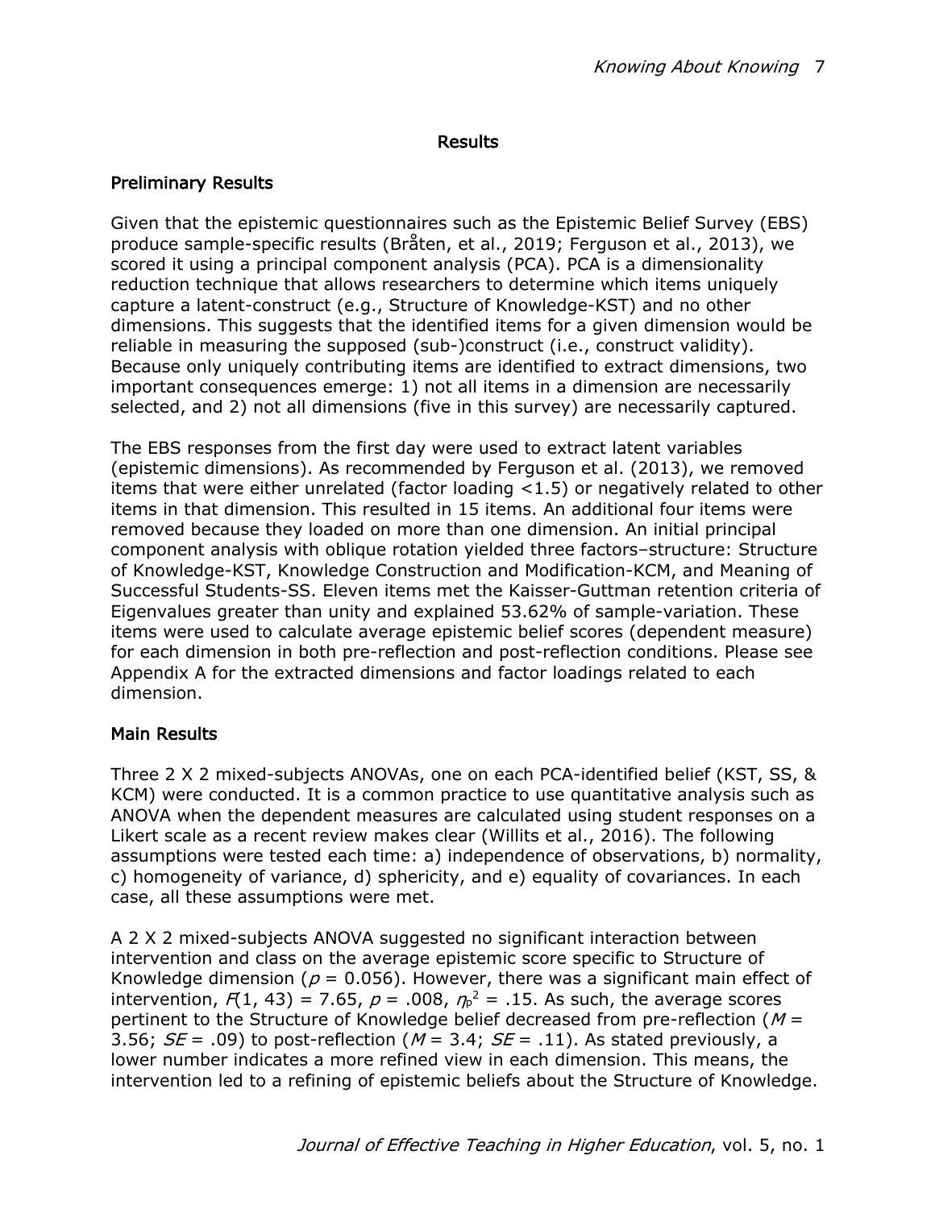# Results

## Preliminary Results

Given that the epistemic questionnaires such as the Epistemic Belief Survey (EBS) produce sample-specific results (Bråten, et al., 2019; Ferguson et al., 2013), we scored it using a principal component analysis (PCA). PCA is a dimensionality reduction technique that allows researchers to determine which items uniquely capture a latent-construct (e.g., Structure of Knowledge-KST) and no other dimensions. This suggests that the identified items for a given dimension would be reliable in measuring the supposed (sub-)construct (i.e., construct validity). Because only uniquely contributing items are identified to extract dimensions, two important consequences emerge: 1) not all items in a dimension are necessarily selected, and 2) not all dimensions (five in this survey) are necessarily captured.

The EBS responses from the first day were used to extract latent variables (epistemic dimensions). As recommended by Ferguson et al. (2013), we removed items that were either unrelated (factor loading <1.5) or negatively related to other items in that dimension. This resulted in 15 items. An additional four items were removed because they loaded on more than one dimension. An initial principal component analysis with oblique rotation yielded three factors–structure: Structure of Knowledge-KST, Knowledge Construction and Modification-KCM, and Meaning of Successful Students-SS. Eleven items met the Kaisser-Guttman retention criteria of Eigenvalues greater than unity and explained 53.62% of sample-variation. These items were used to calculate average epistemic belief scores (dependent measure) for each dimension in both pre-reflection and post-reflection conditions. Please see Appendix A for the extracted dimensions and factor loadings related to each dimension.

## Main Results

Three 2 X 2 mixed-subjects ANOVAs, one on each PCA-identified belief (KST, SS, & KCM) were conducted. It is a common practice to use quantitative analysis such as ANOVA when the dependent measures are calculated using student responses on a Likert scale as a recent review makes clear (Willits et al., 2016). The following assumptions were tested each time: a) independence of observations, b) normality, c) homogeneity of variance, d) sphericity, and e) equality of covariances. In each case, all these assumptions were met.

A 2 X 2 mixed-subjects ANOVA suggested no significant interaction between intervention and class on the average epistemic score specific to Structure of Knowledge dimension ($p$ = 0.056). However, there was a significant main effect of intervention, $F(1, 43) = 7.65$, $p = .008$, $\eta_p^2 = .15$. As such, the average scores pertinent to the Structure of Knowledge belief decreased from pre-reflection ($M$ = 3.56; $SE$ = .09) to post-reflection ($M$ = 3.4; $SE$ = .11). As stated previously, a lower number indicates a more refined view in each dimension. This means, the intervention led to a refining of epistemic beliefs about the Structure of Knowledge.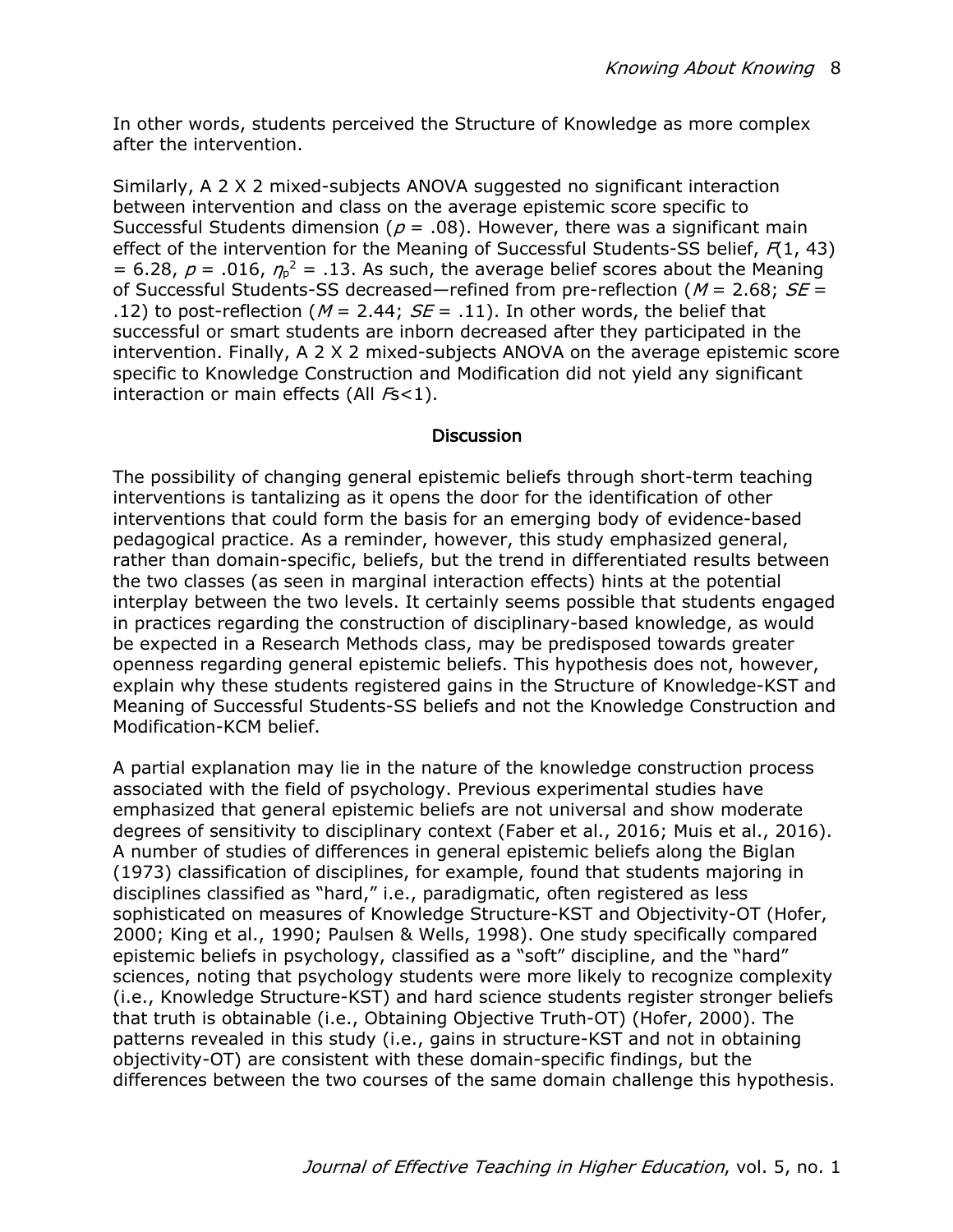In other words, students perceived the Structure of Knowledge as more complex after the intervention.

Similarly, A 2 X 2 mixed-subjects ANOVA suggested no significant interaction between intervention and class on the average epistemic score specific to Successful Students dimension ($p$ = .08). However, there was a significant main effect of the intervention for the Meaning of Successful Students-SS belief, $F(1, 43) = 6.28$, $p = .016$, $\eta_p^2 = .13$. As such, the average belief scores about the Meaning of Successful Students-SS decreased—refined from pre-reflection ($M$ = 2.68; $SE$ = .12) to post-reflection ($M$ = 2.44; $SE$ = .11). In other words, the belief that successful or smart students are inborn decreased after they participated in the intervention. Finally, A 2 X 2 mixed-subjects ANOVA on the average epistemic score specific to Knowledge Construction and Modification did not yield any significant interaction or main effects (All $F$s<1).

## Discussion

The possibility of changing general epistemic beliefs through short-term teaching interventions is tantalizing as it opens the door for the identification of other interventions that could form the basis for an emerging body of evidence-based pedagogical practice. As a reminder, however, this study emphasized general, rather than domain-specific, beliefs, but the trend in differentiated results between the two classes (as seen in marginal interaction effects) hints at the potential interplay between the two levels. It certainly seems possible that students engaged in practices regarding the construction of disciplinary-based knowledge, as would be expected in a Research Methods class, may be predisposed towards greater openness regarding general epistemic beliefs. This hypothesis does not, however, explain why these students registered gains in the Structure of Knowledge-KST and Meaning of Successful Students-SS beliefs and not the Knowledge Construction and Modification-KCM belief.

A partial explanation may lie in the nature of the knowledge construction process associated with the field of psychology. Previous experimental studies have emphasized that general epistemic beliefs are not universal and show moderate degrees of sensitivity to disciplinary context (Faber et al., 2016; Muis et al., 2016). A number of studies of differences in general epistemic beliefs along the Biglan (1973) classification of disciplines, for example, found that students majoring in disciplines classified as "hard," i.e., paradigmatic, often registered as less sophisticated on measures of Knowledge Structure-KST and Objectivity-OT (Hofer, 2000; King et al., 1990; Paulsen & Wells, 1998). One study specifically compared epistemic beliefs in psychology, classified as a "soft" discipline, and the "hard" sciences, noting that psychology students were more likely to recognize complexity (i.e., Knowledge Structure-KST) and hard science students register stronger beliefs that truth is obtainable (i.e., Obtaining Objective Truth-OT) (Hofer, 2000). The patterns revealed in this study (i.e., gains in structure-KST and not in obtaining objectivity-OT) are consistent with these domain-specific findings, but the differences between the two courses of the same domain challenge this hypothesis.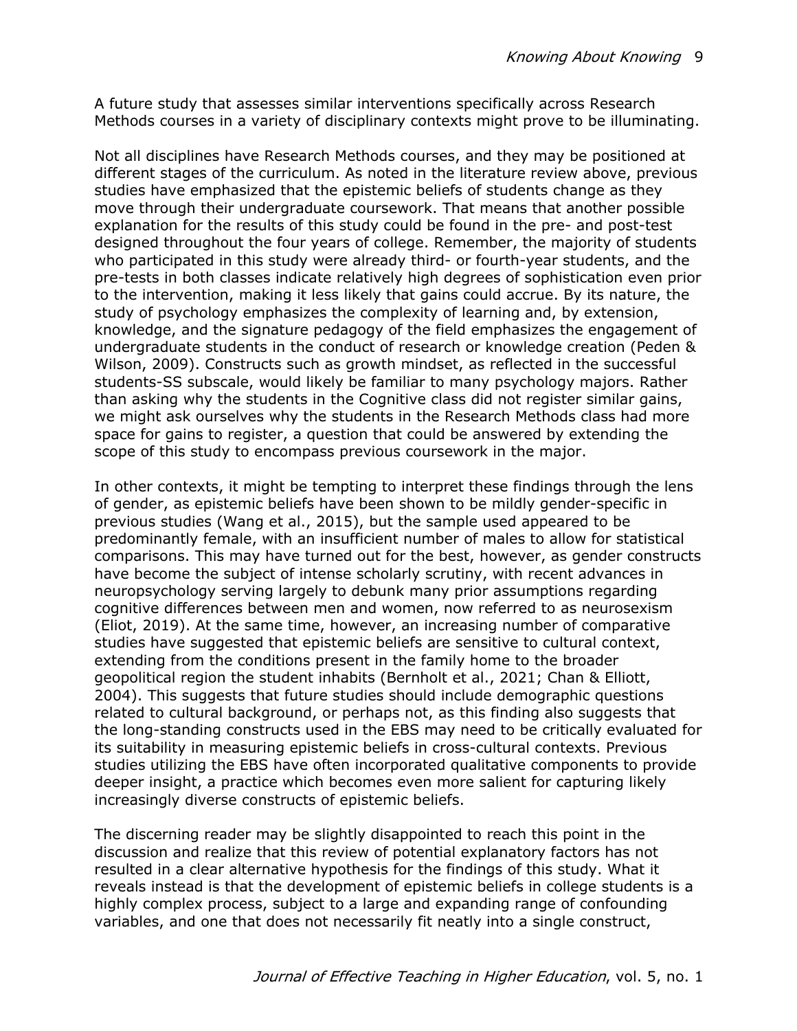A future study that assesses similar interventions specifically across Research Methods courses in a variety of disciplinary contexts might prove to be illuminating.

Not all disciplines have Research Methods courses, and they may be positioned at different stages of the curriculum. As noted in the literature review above, previous studies have emphasized that the epistemic beliefs of students change as they move through their undergraduate coursework. That means that another possible explanation for the results of this study could be found in the pre- and post-test designed throughout the four years of college. Remember, the majority of students who participated in this study were already third- or fourth-year students, and the pre-tests in both classes indicate relatively high degrees of sophistication even prior to the intervention, making it less likely that gains could accrue. By its nature, the study of psychology emphasizes the complexity of learning and, by extension, knowledge, and the signature pedagogy of the field emphasizes the engagement of undergraduate students in the conduct of research or knowledge creation (Peden & Wilson, 2009). Constructs such as growth mindset, as reflected in the successful students-SS subscale, would likely be familiar to many psychology majors. Rather than asking why the students in the Cognitive class did not register similar gains, we might ask ourselves why the students in the Research Methods class had more space for gains to register, a question that could be answered by extending the scope of this study to encompass previous coursework in the major.

In other contexts, it might be tempting to interpret these findings through the lens of gender, as epistemic beliefs have been shown to be mildly gender-specific in previous studies (Wang et al., 2015), but the sample used appeared to be predominantly female, with an insufficient number of males to allow for statistical comparisons. This may have turned out for the best, however, as gender constructs have become the subject of intense scholarly scrutiny, with recent advances in neuropsychology serving largely to debunk many prior assumptions regarding cognitive differences between men and women, now referred to as neurosexism (Eliot, 2019). At the same time, however, an increasing number of comparative studies have suggested that epistemic beliefs are sensitive to cultural context, extending from the conditions present in the family home to the broader geopolitical region the student inhabits (Bernholt et al., 2021; Chan & Elliott, 2004). This suggests that future studies should include demographic questions related to cultural background, or perhaps not, as this finding also suggests that the long-standing constructs used in the EBS may need to be critically evaluated for its suitability in measuring epistemic beliefs in cross-cultural contexts. Previous studies utilizing the EBS have often incorporated qualitative components to provide deeper insight, a practice which becomes even more salient for capturing likely increasingly diverse constructs of epistemic beliefs.

The discerning reader may be slightly disappointed to reach this point in the discussion and realize that this review of potential explanatory factors has not resulted in a clear alternative hypothesis for the findings of this study. What it reveals instead is that the development of epistemic beliefs in college students is a highly complex process, subject to a large and expanding range of confounding variables, and one that does not necessarily fit neatly into a single construct,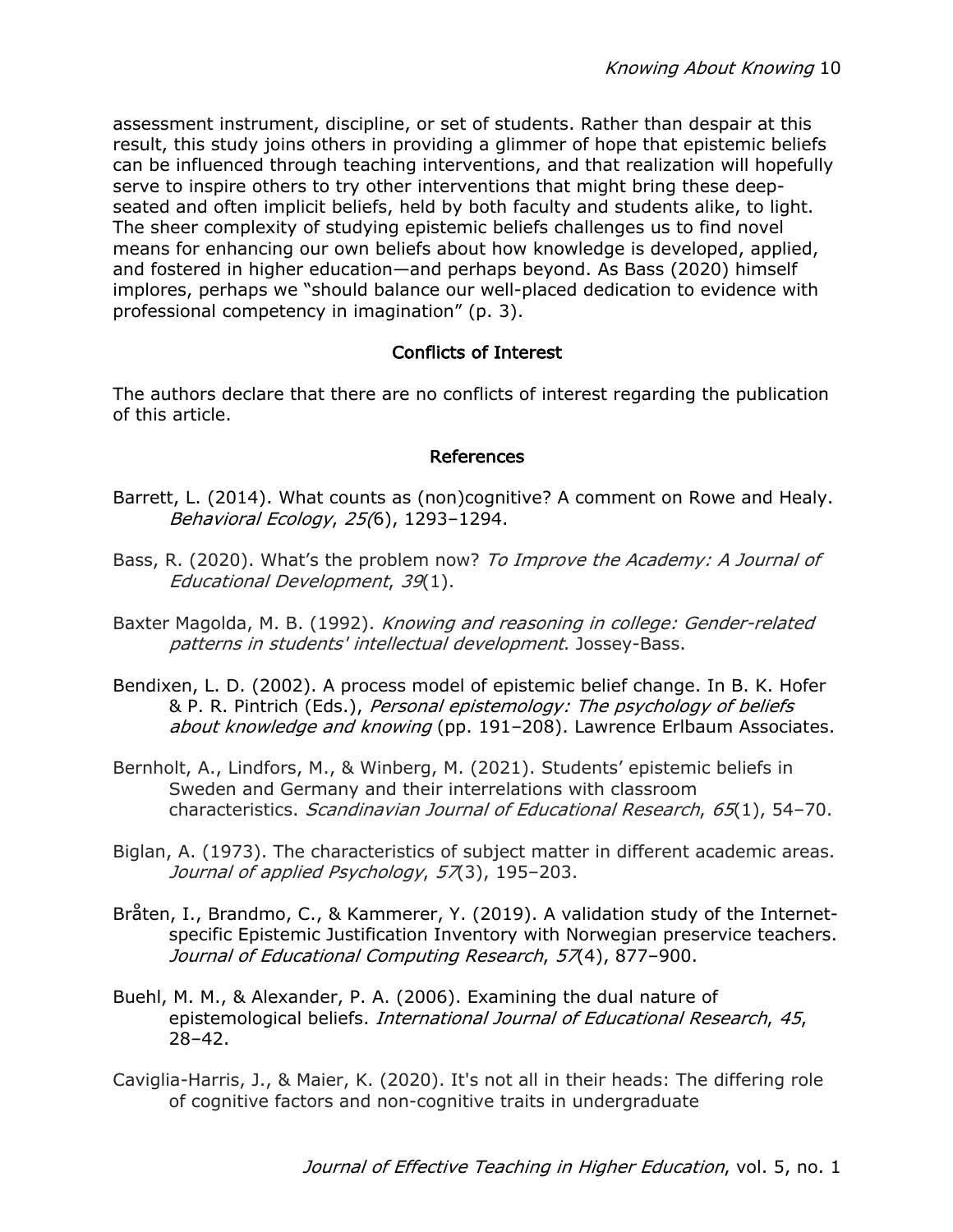assessment instrument, discipline, or set of students. Rather than despair at this result, this study joins others in providing a glimmer of hope that epistemic beliefs can be influenced through teaching interventions, and that realization will hopefully serve to inspire others to try other interventions that might bring these deep-seated and often implicit beliefs, held by both faculty and students alike, to light. The sheer complexity of studying epistemic beliefs challenges us to find novel means for enhancing our own beliefs about how knowledge is developed, applied, and fostered in higher education—and perhaps beyond. As Bass (2020) himself implores, perhaps we "should balance our well-placed dedication to evidence with professional competency in imagination" (p. 3).

## Conflicts of Interest

The authors declare that there are no conflicts of interest regarding the publication of this article.

## References

Barrett, L. (2014). What counts as (non)cognitive? A comment on Rowe and Healy. *Behavioral Ecology*, *25(*6), 1293–1294.

Bass, R. (2020). What's the problem now? *To Improve the Academy: A Journal of Educational Development*, *39*(1).

Baxter Magolda, M. B. (1992). *Knowing and reasoning in college: Gender-related patterns in students' intellectual development*. Jossey-Bass.

Bendixen, L. D. (2002). A process model of epistemic belief change. In B. K. Hofer & P. R. Pintrich (Eds.), *Personal epistemology: The psychology of beliefs about knowledge and knowing* (pp. 191–208). Lawrence Erlbaum Associates.

Bernholt, A., Lindfors, M., & Winberg, M. (2021). Students' epistemic beliefs in Sweden and Germany and their interrelations with classroom characteristics. *Scandinavian Journal of Educational Research*, *65*(1), 54–70.

Biglan, A. (1973). The characteristics of subject matter in different academic areas. *Journal of applied Psychology*, *57*(3), 195–203.

Bråten, I., Brandmo, C., & Kammerer, Y. (2019). A validation study of the Internet-specific Epistemic Justification Inventory with Norwegian preservice teachers. *Journal of Educational Computing Research*, *57*(4), 877–900.

Buehl, M. M., & Alexander, P. A. (2006). Examining the dual nature of epistemological beliefs. *International Journal of Educational Research*, *45*, 28–42.

Caviglia-Harris, J., & Maier, K. (2020). It's not all in their heads: The differing role of cognitive factors and non-cognitive traits in undergraduate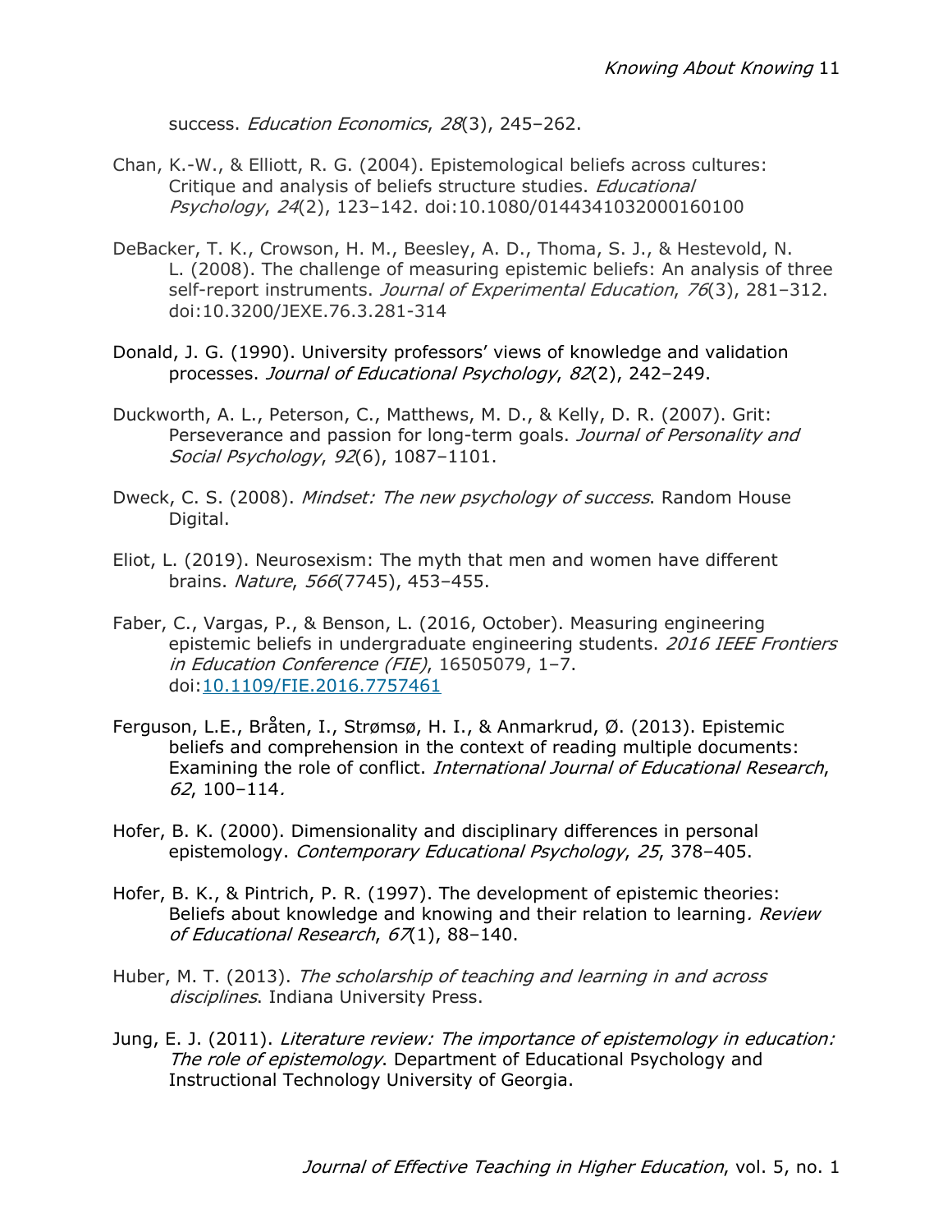success. *Education Economics*, *28*(3), 245–262.

Chan, K.-W., & Elliott, R. G. (2004). Epistemological beliefs across cultures: Critique and analysis of beliefs structure studies. *Educational Psychology*, *24*(2), 123–142. doi:10.1080/0144341032000160100

DeBacker, T. K., Crowson, H. M., Beesley, A. D., Thoma, S. J., & Hestevold, N. L. (2008). The challenge of measuring epistemic beliefs: An analysis of three self-report instruments. *Journal of Experimental Education*, *76*(3), 281–312. doi:10.3200/JEXE.76.3.281-314

Donald, J. G. (1990). University professors' views of knowledge and validation processes. *Journal of Educational Psychology*, *82*(2), 242–249.

Duckworth, A. L., Peterson, C., Matthews, M. D., & Kelly, D. R. (2007). Grit: Perseverance and passion for long-term goals. *Journal of Personality and Social Psychology*, *92*(6), 1087–1101.

Dweck, C. S. (2008). *Mindset: The new psychology of success*. Random House Digital.

Eliot, L. (2019). Neurosexism: The myth that men and women have different brains. *Nature*, *566*(7745), 453–455.

Faber, C., Vargas, P., & Benson, L. (2016, October). Measuring engineering epistemic beliefs in undergraduate engineering students. *2016 IEEE Frontiers in Education Conference (FIE)*, 16505079, 1–7. doi:10.1109/FIE.2016.7757461

Ferguson, L.E., Bråten, I., Strømsø, H. I., & Anmarkrud, Ø. (2013). Epistemic beliefs and comprehension in the context of reading multiple documents: Examining the role of conflict. *International Journal of Educational Research*, *62*, 100–114.

Hofer, B. K. (2000). Dimensionality and disciplinary differences in personal epistemology. *Contemporary Educational Psychology*, *25*, 378–405.

Hofer, B. K., & Pintrich, P. R. (1997). The development of epistemic theories: Beliefs about knowledge and knowing and their relation to learning. *Review of Educational Research*, *67*(1), 88–140.

Huber, M. T. (2013). *The scholarship of teaching and learning in and across disciplines*. Indiana University Press.

Jung, E. J. (2011). *Literature review: The importance of epistemology in education: The role of epistemology*. Department of Educational Psychology and Instructional Technology University of Georgia.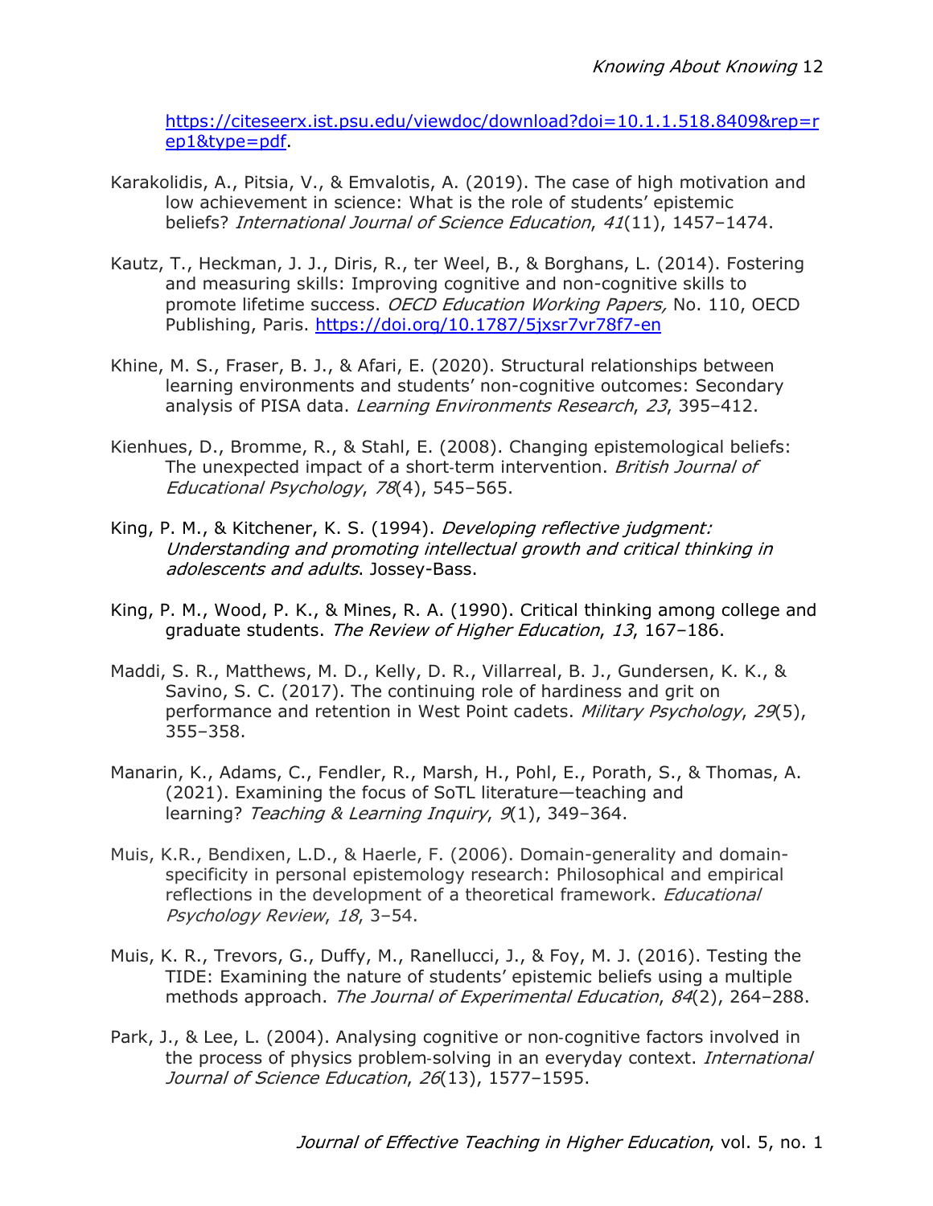https://citeseerx.ist.psu.edu/viewdoc/download?doi=10.1.1.518.8409&rep=rep1&type=pdf.

Karakolidis, A., Pitsia, V., & Emvalotis, A. (2019). The case of high motivation and low achievement in science: What is the role of students' epistemic beliefs? *International Journal of Science Education*, *41*(11), 1457–1474.

Kautz, T., Heckman, J. J., Diris, R., ter Weel, B., & Borghans, L. (2014). Fostering and measuring skills: Improving cognitive and non-cognitive skills to promote lifetime success. *OECD Education Working Papers,* No. 110, OECD Publishing, Paris. https://doi.org/10.1787/5jxsr7vr78f7-en

Khine, M. S., Fraser, B. J., & Afari, E. (2020). Structural relationships between learning environments and students' non-cognitive outcomes: Secondary analysis of PISA data. *Learning Environments Research*, *23*, 395–412.

Kienhues, D., Bromme, R., & Stahl, E. (2008). Changing epistemological beliefs: The unexpected impact of a short-term intervention. *British Journal of Educational Psychology*, *78*(4), 545–565.

King, P. M., & Kitchener, K. S. (1994). *Developing reflective judgment: Understanding and promoting intellectual growth and critical thinking in adolescents and adults*. Jossey-Bass.

King, P. M., Wood, P. K., & Mines, R. A. (1990). Critical thinking among college and graduate students. *The Review of Higher Education*, *13*, 167–186.

Maddi, S. R., Matthews, M. D., Kelly, D. R., Villarreal, B. J., Gundersen, K. K., & Savino, S. C. (2017). The continuing role of hardiness and grit on performance and retention in West Point cadets. *Military Psychology*, *29*(5), 355–358.

Manarin, K., Adams, C., Fendler, R., Marsh, H., Pohl, E., Porath, S., & Thomas, A. (2021). Examining the focus of SoTL literature—teaching and learning? *Teaching & Learning Inquiry*, *9*(1), 349–364.

Muis, K.R., Bendixen, L.D., & Haerle, F. (2006). Domain-generality and domain-specificity in personal epistemology research: Philosophical and empirical reflections in the development of a theoretical framework. *Educational Psychology Review*, *18*, 3–54.

Muis, K. R., Trevors, G., Duffy, M., Ranellucci, J., & Foy, M. J. (2016). Testing the TIDE: Examining the nature of students' epistemic beliefs using a multiple methods approach. *The Journal of Experimental Education*, *84*(2), 264–288.

Park, J., & Lee, L. (2004). Analysing cognitive or non‐cognitive factors involved in the process of physics problem‐solving in an everyday context. *International Journal of Science Education*, *26*(13), 1577–1595.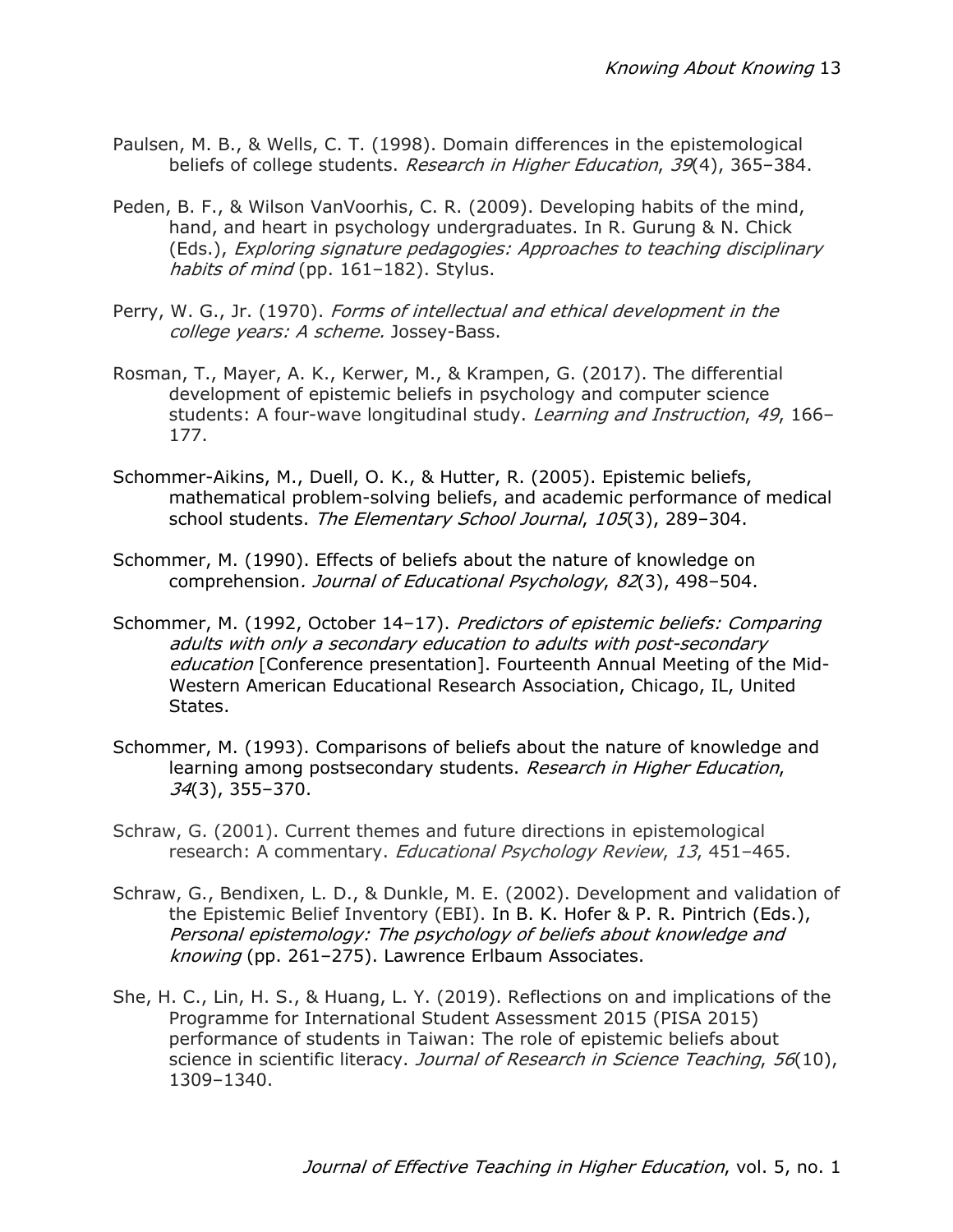Paulsen, M. B., & Wells, C. T. (1998). Domain differences in the epistemological beliefs of college students. *Research in Higher Education*, *39*(4), 365–384.

Peden, B. F., & Wilson VanVoorhis, C. R. (2009). Developing habits of the mind, hand, and heart in psychology undergraduates. In R. Gurung & N. Chick (Eds.), *Exploring signature pedagogies: Approaches to teaching disciplinary habits of mind* (pp. 161–182). Stylus.

Perry, W. G., Jr. (1970). *Forms of intellectual and ethical development in the college years: A scheme.* Jossey-Bass.

Rosman, T., Mayer, A. K., Kerwer, M., & Krampen, G. (2017). The differential development of epistemic beliefs in psychology and computer science students: A four-wave longitudinal study. *Learning and Instruction*, *49*, 166–177.

Schommer-Aikins, M., Duell, O. K., & Hutter, R. (2005). Epistemic beliefs, mathematical problem-solving beliefs, and academic performance of medical school students. *The Elementary School Journal*, *105*(3), 289–304.

Schommer, M. (1990). Effects of beliefs about the nature of knowledge on comprehension*. Journal of Educational Psychology*, *82*(3), 498–504.

Schommer, M. (1992, October 14–17). *Predictors of epistemic beliefs: Comparing adults with only a secondary education to adults with post-secondary education* [Conference presentation]. Fourteenth Annual Meeting of the Mid-Western American Educational Research Association, Chicago, IL, United States.

Schommer, M. (1993). Comparisons of beliefs about the nature of knowledge and learning among postsecondary students. *Research in Higher Education*, *34*(3), 355–370.

Schraw, G. (2001). Current themes and future directions in epistemological research: A commentary. *Educational Psychology Review*, *13*, 451–465.

Schraw, G., Bendixen, L. D., & Dunkle, M. E. (2002). Development and validation of the Epistemic Belief Inventory (EBI). In B. K. Hofer & P. R. Pintrich (Eds.), *Personal epistemology: The psychology of beliefs about knowledge and knowing* (pp. 261–275). Lawrence Erlbaum Associates.

She, H. C., Lin, H. S., & Huang, L. Y. (2019). Reflections on and implications of the Programme for International Student Assessment 2015 (PISA 2015) performance of students in Taiwan: The role of epistemic beliefs about science in scientific literacy. *Journal of Research in Science Teaching*, *56*(10), 1309–1340.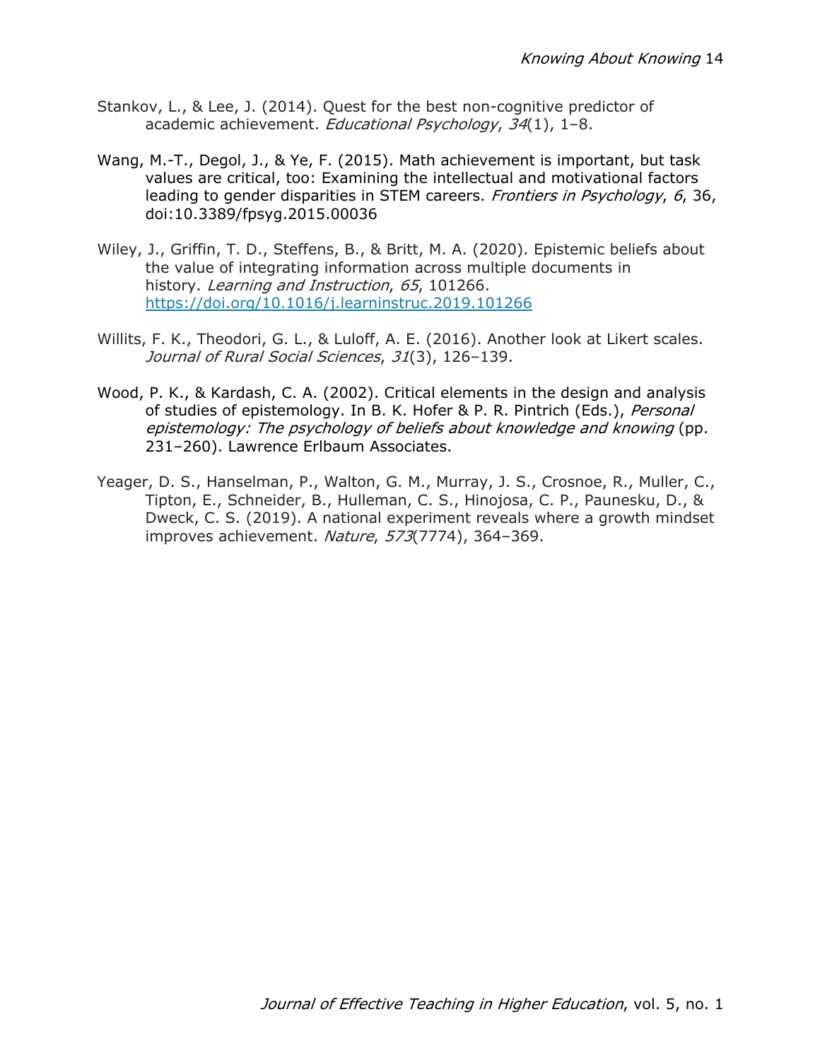Stankov, L., & Lee, J. (2014). Quest for the best non-cognitive predictor of academic achievement. *Educational Psychology*, *34*(1), 1–8.

Wang, M.-T., Degol, J., & Ye, F. (2015). Math achievement is important, but task values are critical, too: Examining the intellectual and motivational factors leading to gender disparities in STEM careers. *Frontiers in Psychology*, *6*, 36, doi:10.3389/fpsyg.2015.00036

Wiley, J., Griffin, T. D., Steffens, B., & Britt, M. A. (2020). Epistemic beliefs about the value of integrating information across multiple documents in history. *Learning and Instruction*, *65*, 101266. https://doi.org/10.1016/j.learninstruc.2019.101266

Willits, F. K., Theodori, G. L., & Luloff, A. E. (2016). Another look at Likert scales. *Journal of Rural Social Sciences*, *31*(3), 126–139.

Wood, P. K., & Kardash, C. A. (2002). Critical elements in the design and analysis of studies of epistemology. In B. K. Hofer & P. R. Pintrich (Eds.), *Personal epistemology: The psychology of beliefs about knowledge and knowing* (pp. 231–260). Lawrence Erlbaum Associates.

Yeager, D. S., Hanselman, P., Walton, G. M., Murray, J. S., Crosnoe, R., Muller, C., Tipton, E., Schneider, B., Hulleman, C. S., Hinojosa, C. P., Paunesku, D., & Dweck, C. S. (2019). A national experiment reveals where a growth mindset improves achievement. *Nature*, *573*(7774), 364–369.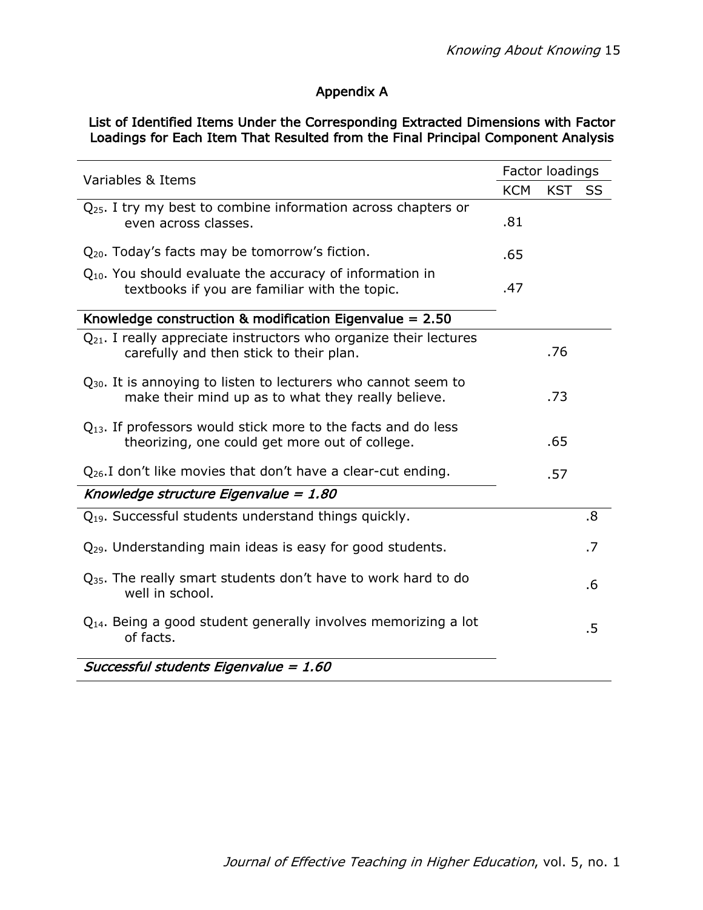## Appendix A

**List of Identified Items Under the Corresponding Extracted Dimensions with Factor Loadings for Each Item That Resulted from the Final Principal Component Analysis**

| Variables & Items | Factor loadings | | |
|---|---|---|---|
| | KCM | KST | SS |
| $Q_{25}$. I try my best to combine information across chapters or even across classes. | .81 | | |
| $Q_{20}$. Today's facts may be tomorrow's fiction. | .65 | | |
| $Q_{10}$. You should evaluate the accuracy of information in textbooks if you are familiar with the topic. | .47 | | |
| **Knowledge construction & modification Eigenvalue = 2.50** | | | |
| $Q_{21}$. I really appreciate instructors who organize their lectures carefully and then stick to their plan. | | .76 | |
| $Q_{30}$. It is annoying to listen to lecturers who cannot seem to make their mind up as to what they really believe. | | .73 | |
| $Q_{13}$. If professors would stick more to the facts and do less theorizing, one could get more out of college. | | .65 | |
| $Q_{26}$.I don't like movies that don't have a clear-cut ending. | | .57 | |
| *Knowledge structure Eigenvalue = 1.80* | | | |
| $Q_{19}$. Successful students understand things quickly. | | | .8 |
| $Q_{29}$. Understanding main ideas is easy for good students. | | | .7 |
| $Q_{35}$. The really smart students don't have to work hard to do well in school. | | | .6 |
| $Q_{14}$. Being a good student generally involves memorizing a lot of facts. | | | .5 |
| *Successful students Eigenvalue = 1.60* | | | |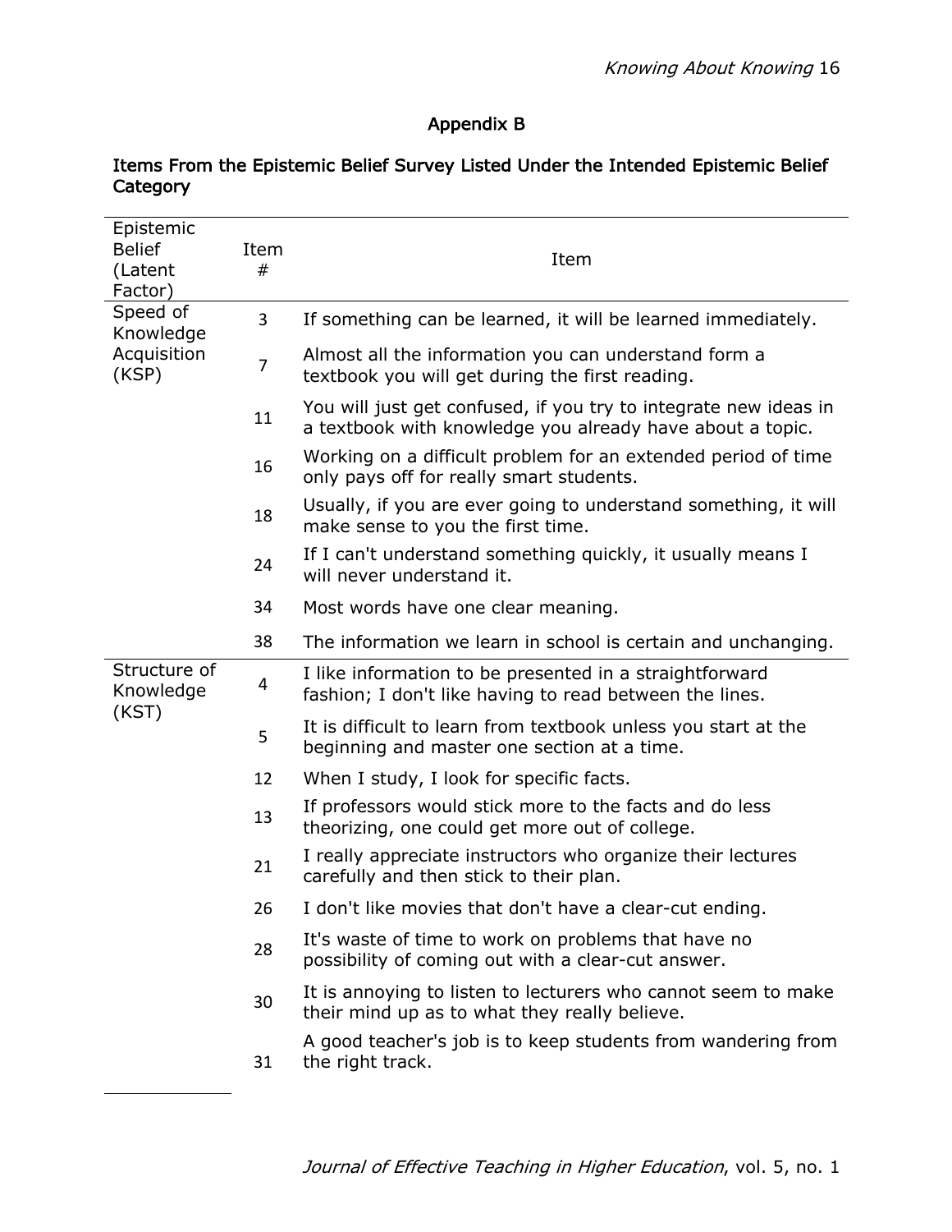## Appendix B

### Items From the Epistemic Belief Survey Listed Under the Intended Epistemic Belief Category

| Epistemic Belief (Latent Factor) | Item # | Item |
|---|---|---|
| Speed of Knowledge Acquisition (KSP) | 3 | If something can be learned, it will be learned immediately. |
| | 7 | Almost all the information you can understand form a textbook you will get during the first reading. |
| | 11 | You will just get confused, if you try to integrate new ideas in a textbook with knowledge you already have about a topic. |
| | 16 | Working on a difficult problem for an extended period of time only pays off for really smart students. |
| | 18 | Usually, if you are ever going to understand something, it will make sense to you the first time. |
| | 24 | If I can't understand something quickly, it usually means I will never understand it. |
| | 34 | Most words have one clear meaning. |
| | 38 | The information we learn in school is certain and unchanging. |
| Structure of Knowledge (KST) | 4 | I like information to be presented in a straightforward fashion; I don't like having to read between the lines. |
| | 5 | It is difficult to learn from textbook unless you start at the beginning and master one section at a time. |
| | 12 | When I study, I look for specific facts. |
| | 13 | If professors would stick more to the facts and do less theorizing, one could get more out of college. |
| | 21 | I really appreciate instructors who organize their lectures carefully and then stick to their plan. |
| | 26 | I don't like movies that don't have a clear-cut ending. |
| | 28 | It's waste of time to work on problems that have no possibility of coming out with a clear-cut answer. |
| | 30 | It is annoying to listen to lecturers who cannot seem to make their mind up as to what they really believe. |
| | 31 | A good teacher's job is to keep students from wandering from the right track. |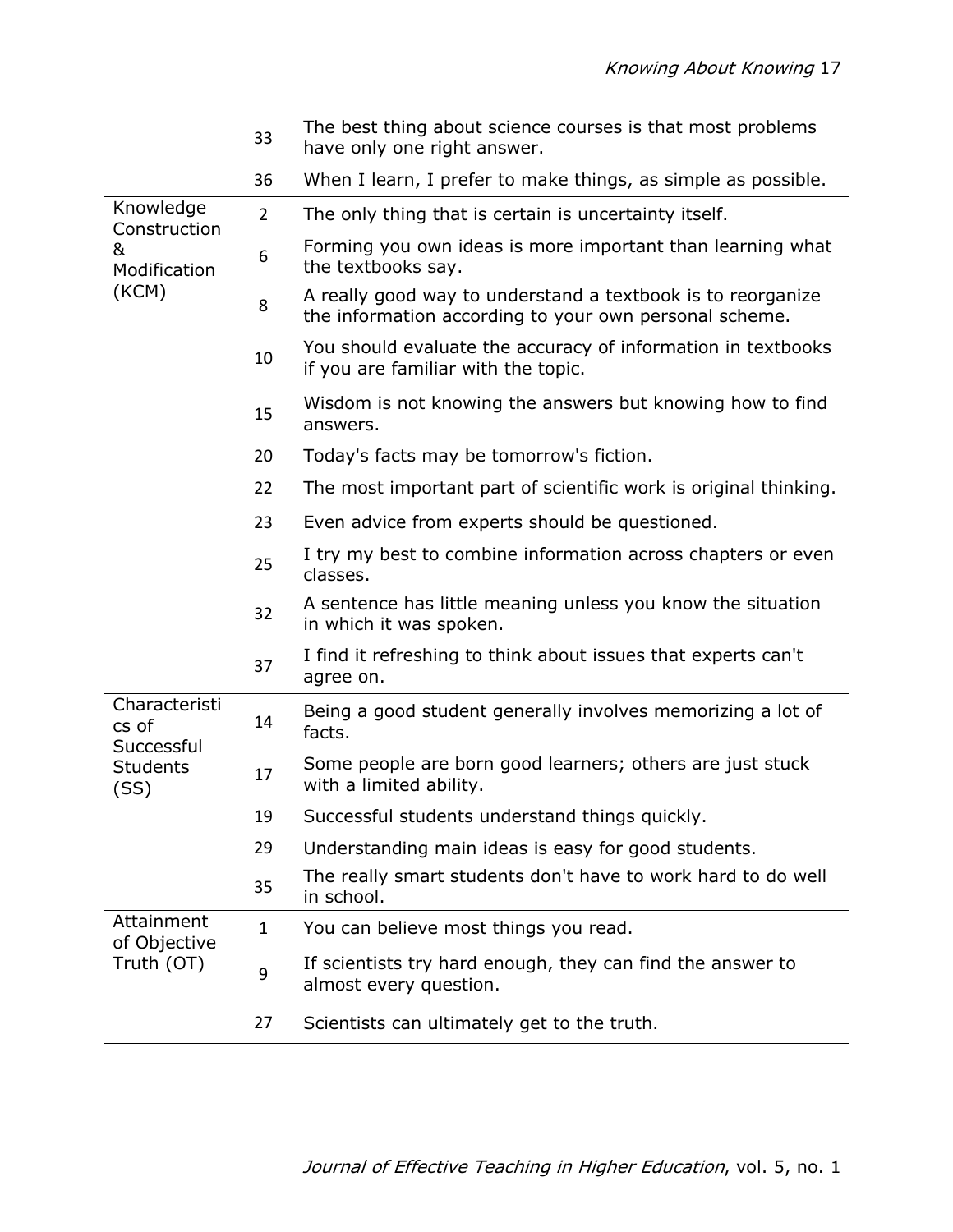| | | |
|---|---|---|
| | 33 | The best thing about science courses is that most problems have only one right answer. |
| | 36 | When I learn, I prefer to make things, as simple as possible. |
| Knowledge Construction & Modification (KCM) | 2 | The only thing that is certain is uncertainty itself. |
| | 6 | Forming you own ideas is more important than learning what the textbooks say. |
| | 8 | A really good way to understand a textbook is to reorganize the information according to your own personal scheme. |
| | 10 | You should evaluate the accuracy of information in textbooks if you are familiar with the topic. |
| | 15 | Wisdom is not knowing the answers but knowing how to find answers. |
| | 20 | Today's facts may be tomorrow's fiction. |
| | 22 | The most important part of scientific work is original thinking. |
| | 23 | Even advice from experts should be questioned. |
| | 25 | I try my best to combine information across chapters or even classes. |
| | 32 | A sentence has little meaning unless you know the situation in which it was spoken. |
| | 37 | I find it refreshing to think about issues that experts can't agree on. |
| Characteristics of Successful Students (SS) | 14 | Being a good student generally involves memorizing a lot of facts. |
| | 17 | Some people are born good learners; others are just stuck with a limited ability. |
| | 19 | Successful students understand things quickly. |
| | 29 | Understanding main ideas is easy for good students. |
| | 35 | The really smart students don't have to work hard to do well in school. |
| Attainment of Objective Truth (OT) | 1 | You can believe most things you read. |
| | 9 | If scientists try hard enough, they can find the answer to almost every question. |
| | 27 | Scientists can ultimately get to the truth. |